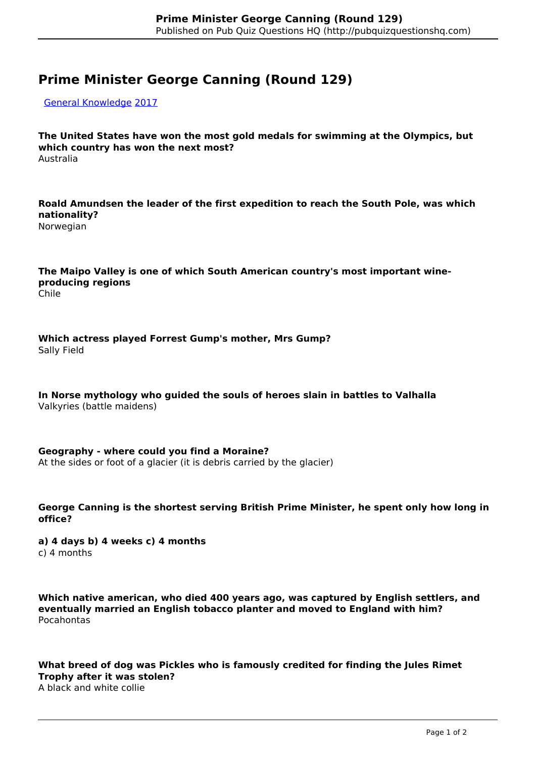# Prime Minister George Canning (Round 129)

General Knowledge 2017

**The United States have won the most gold medals for swimming at the Olympics, but which country has won the next most?**
Australia

**Roald Amundsen the leader of the first expedition to reach the South Pole, was which nationality?**
Norwegian

**The Maipo Valley is one of which South American country's most important wine-producing regions**
Chile

**Which actress played Forrest Gump's mother, Mrs Gump?**
Sally Field

**In Norse mythology who guided the souls of heroes slain in battles to Valhalla**
Valkyries (battle maidens)

**Geography - where could you find a Moraine?**
At the sides or foot of a glacier (it is debris carried by the glacier)

**George Canning is the shortest serving British Prime Minister, he spent only how long in office?**

**a) 4 days b) 4 weeks c) 4 months**
c) 4 months

**Which native american, who died 400 years ago, was captured by English settlers, and eventually married an English tobacco planter and moved to England with him?**
Pocahontas

**What breed of dog was Pickles who is famously credited for finding the Jules Rimet Trophy after it was stolen?**
A black and white collie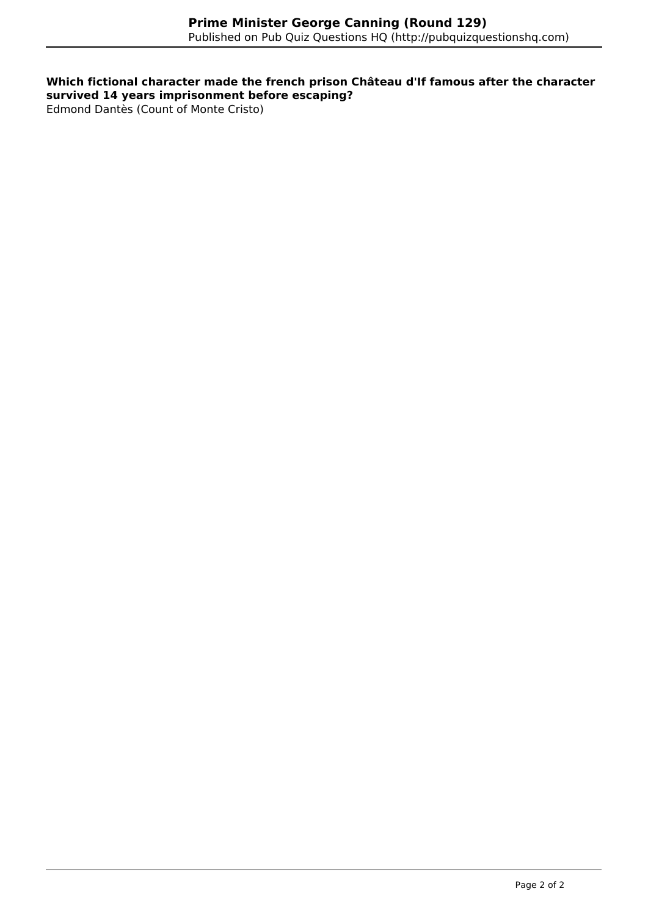**Which fictional character made the french prison Château d'If famous after the character survived 14 years imprisonment before escaping?**
Edmond Dantès (Count of Monte Cristo)